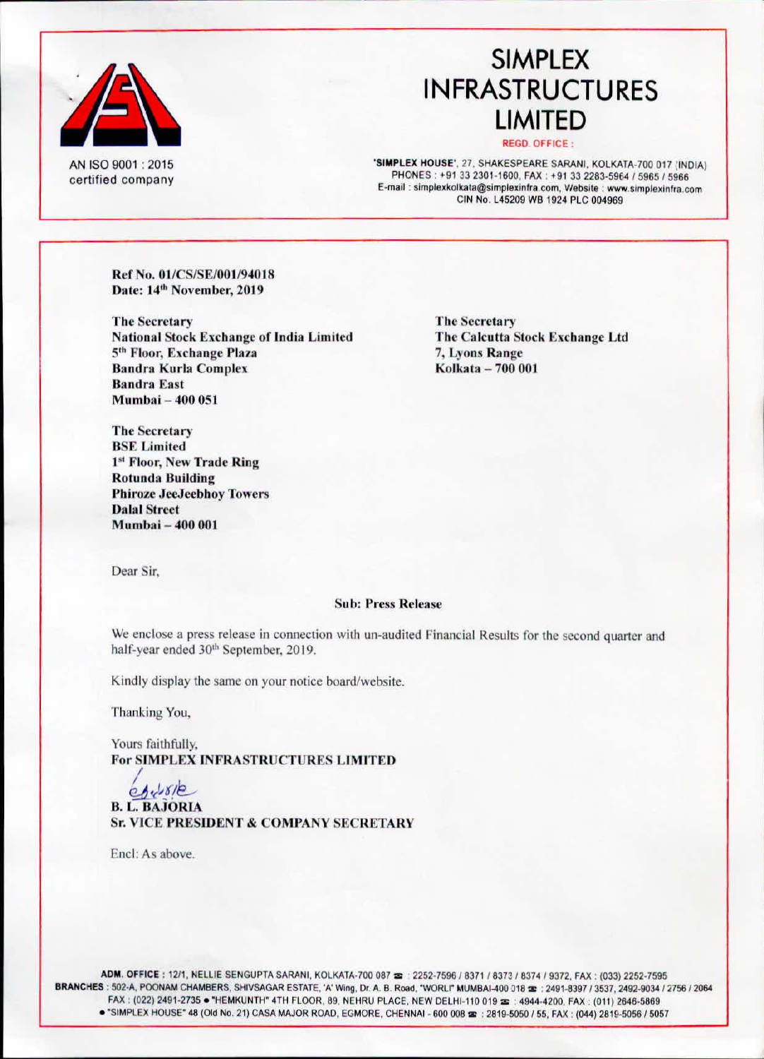# SIMPLEX INFRASTRUCTURES LIMITED

AN ISO 9001 : 2015 certified company

REGD. OFFICE :

'SIMPLEX HOUSE', 27, SHAKESPEARE SARANI, KOLKATA-700 017 (INDIA)
PHONES : +91 33 2301-1600, FAX : +91 33 2283-5964 / 5965 / 5966
E-mail : simplexkolkata@simplexinfra.com, Website : www.simplexinfra.com
CIN No. L45209 WB 1924 PLC 004969

**Ref No. 01/CS/SE/001/94018**
**Date: 14th November, 2019**

**The Secretary**
**National Stock Exchange of India Limited**
**5th Floor, Exchange Plaza**
**Bandra Kurla Complex**
**Bandra East**
**Mumbai – 400 051**

**The Secretary**
**The Calcutta Stock Exchange Ltd**
**7, Lyons Range**
**Kolkata – 700 001**

**The Secretary**
**BSE Limited**
**1st Floor, New Trade Ring**
**Rotunda Building**
**Phiroze JeeJeebhoy Towers**
**Dalal Street**
**Mumbai – 400 001**

Dear Sir,

**Sub: Press Release**

We enclose a press release in connection with un-audited Financial Results for the second quarter and half-year ended 30th September, 2019.

Kindly display the same on your notice board/website.

Thanking You,

Yours faithfully,
**For SIMPLEX INFRASTRUCTURES LIMITED**

**B. L. BAJORIA**
**Sr. VICE PRESIDENT & COMPANY SECRETARY**

Encl: As above.

ADM. OFFICE : 12/1, NELLIE SENGUPTA SARANI, KOLKATA-700 087 ☎ : 2252-7596 / 8371 / 8373 / 8374 / 9372, FAX : (033) 2252-7595
BRANCHES : 502-A, POONAM CHAMBERS, SHIVSAGAR ESTATE, 'A' Wing, Dr. A. B. Road, "WORLI" MUMBAI-400 018 ☎ : 2491-8397 / 3537, 2492-9034 / 2756 / 2064
FAX : (022) 2491-2735 • "HEMKUNTH" 4TH FLOOR, 89, NEHRU PLACE, NEW DELHI-110 019 ☎ : 4944-4200, FAX : (011) 2646-5869
• "SIMPLEX HOUSE" 48 (Old No. 21) CASA MAJOR ROAD, EGMORE, CHENNAI - 600 008 ☎ : 2819-5050 / 55, FAX : (044) 2819-5056 / 5057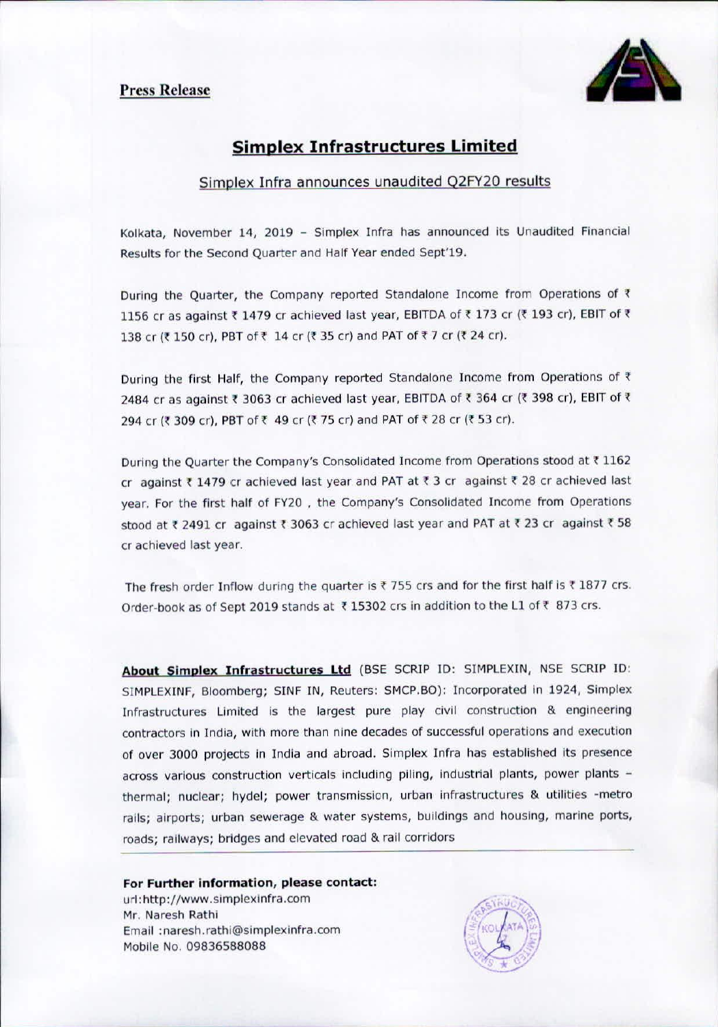**Press Release**

# Simplex Infrastructures Limited

## Simplex Infra announces unaudited Q2FY20 results

Kolkata, November 14, 2019 – Simplex Infra has announced its Unaudited Financial Results for the Second Quarter and Half Year ended Sept'19.

During the Quarter, the Company reported Standalone Income from Operations of ₹ 1156 cr as against ₹ 1479 cr achieved last year, EBITDA of ₹ 173 cr (₹ 193 cr), EBIT of ₹ 138 cr (₹ 150 cr), PBT of ₹ 14 cr (₹ 35 cr) and PAT of ₹ 7 cr (₹ 24 cr).

During the first Half, the Company reported Standalone Income from Operations of ₹ 2484 cr as against ₹ 3063 cr achieved last year, EBITDA of ₹ 364 cr (₹ 398 cr), EBIT of ₹ 294 cr (₹ 309 cr), PBT of ₹ 49 cr (₹ 75 cr) and PAT of ₹ 28 cr (₹ 53 cr).

During the Quarter the Company's Consolidated Income from Operations stood at ₹ 1162 cr against ₹ 1479 cr achieved last year and PAT at ₹ 3 cr against ₹ 28 cr achieved last year. For the first half of FY20 , the Company's Consolidated Income from Operations stood at ₹ 2491 cr against ₹ 3063 cr achieved last year and PAT at ₹ 23 cr against ₹ 58 cr achieved last year.

The fresh order Inflow during the quarter is ₹ 755 crs and for the first half is ₹ 1877 crs. Order-book as of Sept 2019 stands at ₹ 15302 crs in addition to the L1 of ₹ 873 crs.

**About Simplex Infrastructures Ltd** (BSE SCRIP ID: SIMPLEXIN, NSE SCRIP ID: SIMPLEXINF, Bloomberg; SINF IN, Reuters: SMCP.BO): Incorporated in 1924, Simplex Infrastructures Limited is the largest pure play civil construction & engineering contractors in India, with more than nine decades of successful operations and execution of over 3000 projects in India and abroad. Simplex Infra has established its presence across various construction verticals including piling, industrial plants, power plants – thermal; nuclear; hydel; power transmission, urban infrastructures & utilities -metro rails; airports; urban sewerage & water systems, buildings and housing, marine ports, roads; railways; bridges and elevated road & rail corridors

**For Further information, please contact:**
url:http://www.simplexinfra.com
Mr. Naresh Rathi
Email :naresh.rathi@simplexinfra.com
Mobile No. 09836588088